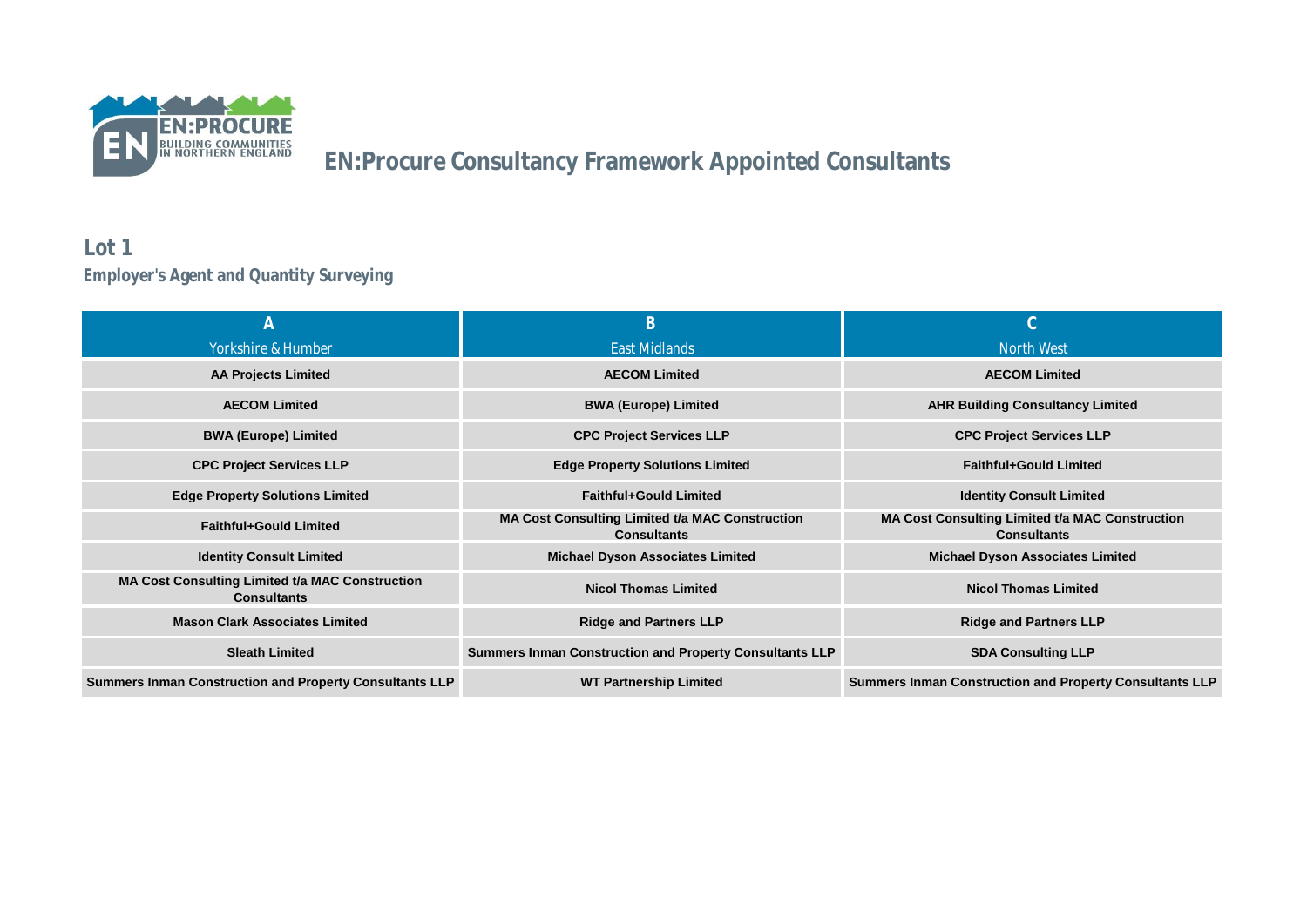# EN:Procure Consultancy Framework Appointed Consultants

## Lot 1

### Employer's Agent and Quantity Surveying

| A<br>Yorkshire & Humber | B<br>East Midlands | C<br>North West |
|---|---|---|
| AA Projects Limited | AECOM Limited | AECOM Limited |
| AECOM Limited | BWA (Europe) Limited | AHR Building Consultancy Limited |
| BWA (Europe) Limited | CPC Project Services LLP | CPC Project Services LLP |
| CPC Project Services LLP | Edge Property Solutions Limited | Faithful+Gould Limited |
| Edge Property Solutions Limited | Faithful+Gould Limited | Identity Consult Limited |
| Faithful+Gould Limited | MA Cost Consulting Limited t/a MAC Construction Consultants | MA Cost Consulting Limited t/a MAC Construction Consultants |
| Identity Consult Limited | Michael Dyson Associates Limited | Michael Dyson Associates Limited |
| MA Cost Consulting Limited t/a MAC Construction Consultants | Nicol Thomas Limited | Nicol Thomas Limited |
| Mason Clark Associates Limited | Ridge and Partners LLP | Ridge and Partners LLP |
| Sleath Limited | Summers Inman Construction and Property Consultants LLP | SDA Consulting LLP |
| Summers Inman Construction and Property Consultants LLP | WT Partnership Limited | Summers Inman Construction and Property Consultants LLP |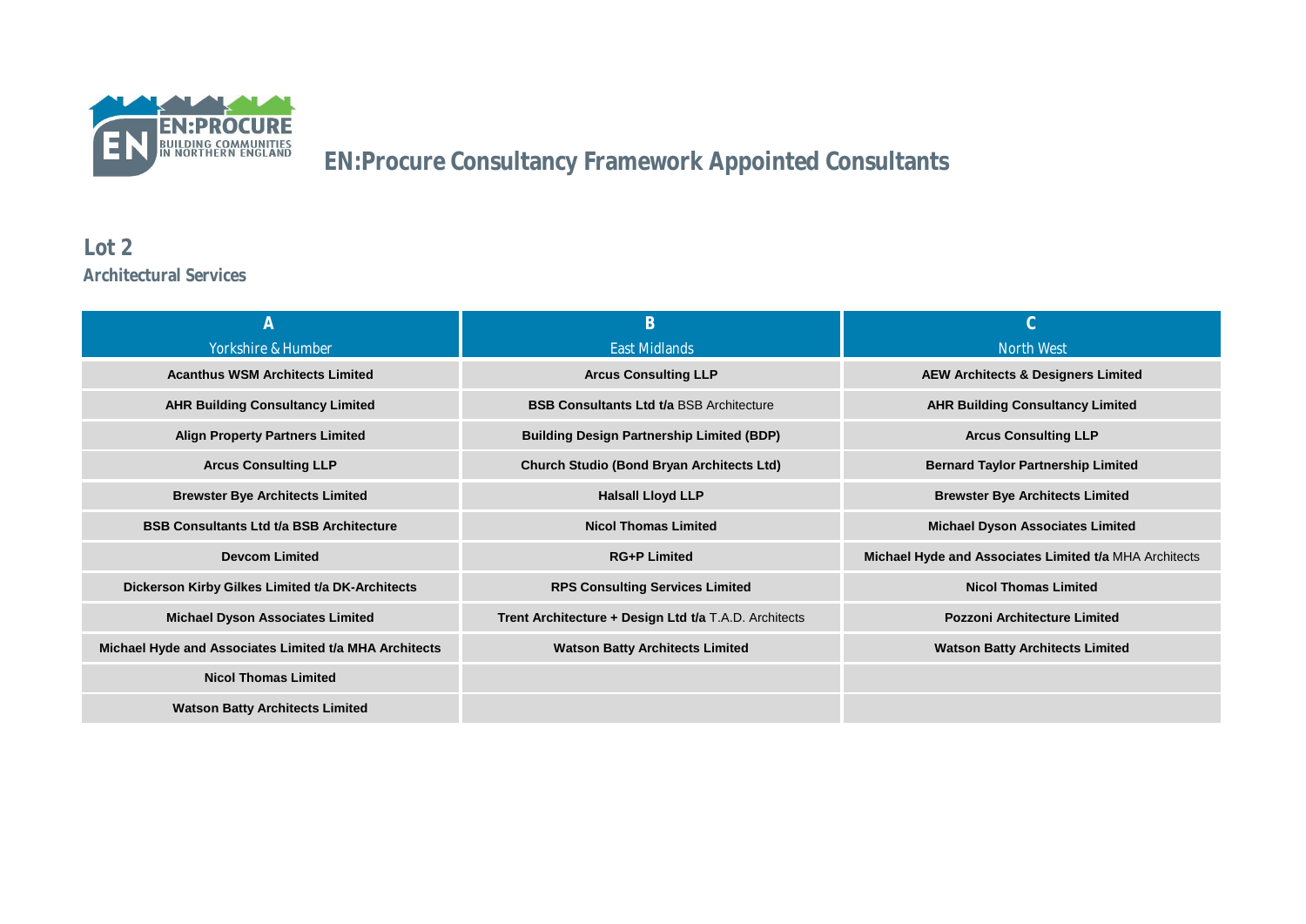EN:PROCURE
BUILDING COMMUNITIES IN NORTHERN ENGLAND

# EN:Procure Consultancy Framework Appointed Consultants

## Lot 2

### Architectural Services

| A<br>Yorkshire & Humber | B<br>East Midlands | C<br>North West |
|---|---|---|
| **Acanthus WSM Architects Limited** | **Arcus Consulting LLP** | **AEW Architects & Designers Limited** |
| **AHR Building Consultancy Limited** | **BSB Consultants Ltd t/a** BSB Architecture | **AHR Building Consultancy Limited** |
| **Align Property Partners Limited** | **Building Design Partnership Limited (BDP)** | **Arcus Consulting LLP** |
| **Arcus Consulting LLP** | **Church Studio (Bond Bryan Architects Ltd)** | **Bernard Taylor Partnership Limited** |
| **Brewster Bye Architects Limited** | **Halsall Lloyd LLP** | **Brewster Bye Architects Limited** |
| **BSB Consultants Ltd t/a BSB Architecture** | **Nicol Thomas Limited** | **Michael Dyson Associates Limited** |
| **Devcom Limited** | **RG+P Limited** | **Michael Hyde and Associates Limited t/a** MHA Architects |
| **Dickerson Kirby Gilkes Limited t/a DK-Architects** | **RPS Consulting Services Limited** | **Nicol Thomas Limited** |
| **Michael Dyson Associates Limited** | **Trent Architecture + Design Ltd t/a** T.A.D. Architects | **Pozzoni Architecture Limited** |
| **Michael Hyde and Associates Limited t/a MHA Architects** | **Watson Batty Architects Limited** | **Watson Batty Architects Limited** |
| **Nicol Thomas Limited** | | |
| **Watson Batty Architects Limited** | | |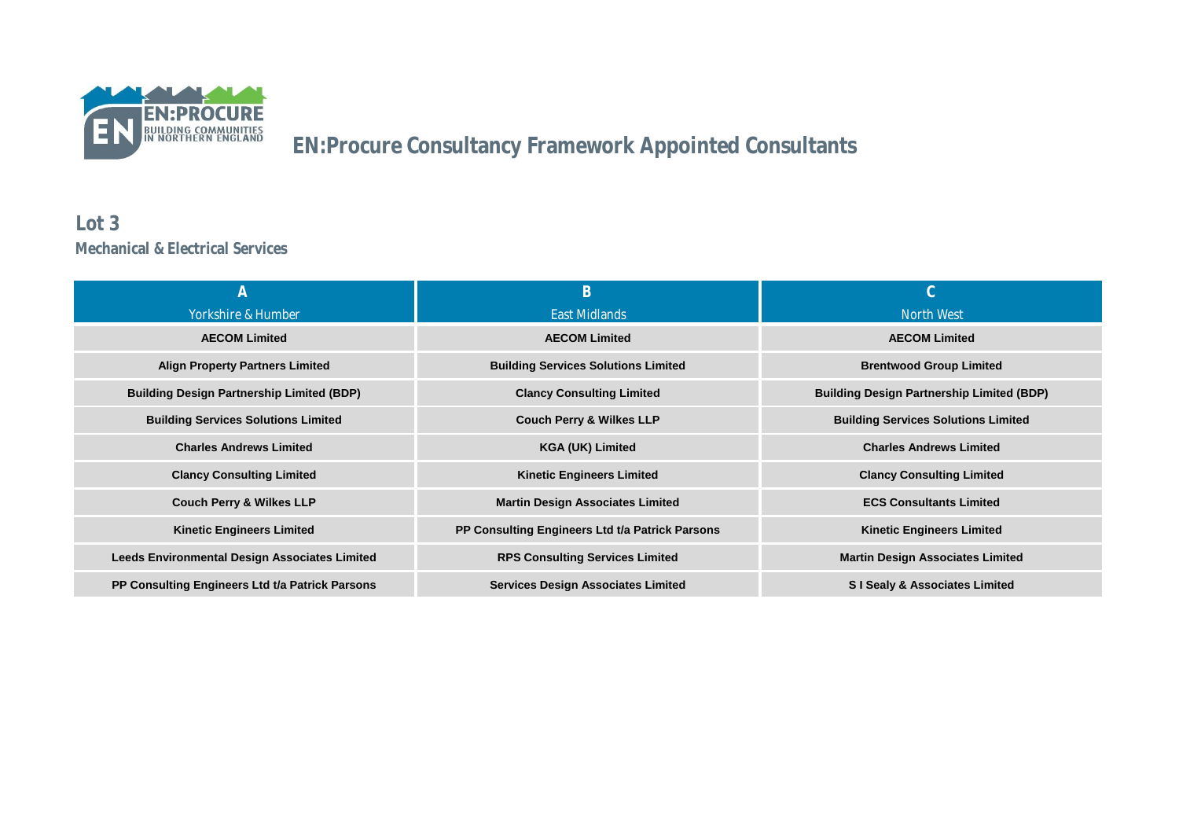# EN:Procure Consultancy Framework Appointed Consultants

## Lot 3

### Mechanical & Electrical Services

| A<br>Yorkshire & Humber | B<br>East Midlands | C<br>North West |
|---|---|---|
| AECOM Limited | AECOM Limited | AECOM Limited |
| Align Property Partners Limited | Building Services Solutions Limited | Brentwood Group Limited |
| Building Design Partnership Limited (BDP) | Clancy Consulting Limited | Building Design Partnership Limited (BDP) |
| Building Services Solutions Limited | Couch Perry & Wilkes LLP | Building Services Solutions Limited |
| Charles Andrews Limited | KGA (UK) Limited | Charles Andrews Limited |
| Clancy Consulting Limited | Kinetic Engineers Limited | Clancy Consulting Limited |
| Couch Perry & Wilkes LLP | Martin Design Associates Limited | ECS Consultants Limited |
| Kinetic Engineers Limited | PP Consulting Engineers Ltd t/a Patrick Parsons | Kinetic Engineers Limited |
| Leeds Environmental Design Associates Limited | RPS Consulting Services Limited | Martin Design Associates Limited |
| PP Consulting Engineers Ltd t/a Patrick Parsons | Services Design Associates Limited | S I Sealy & Associates Limited |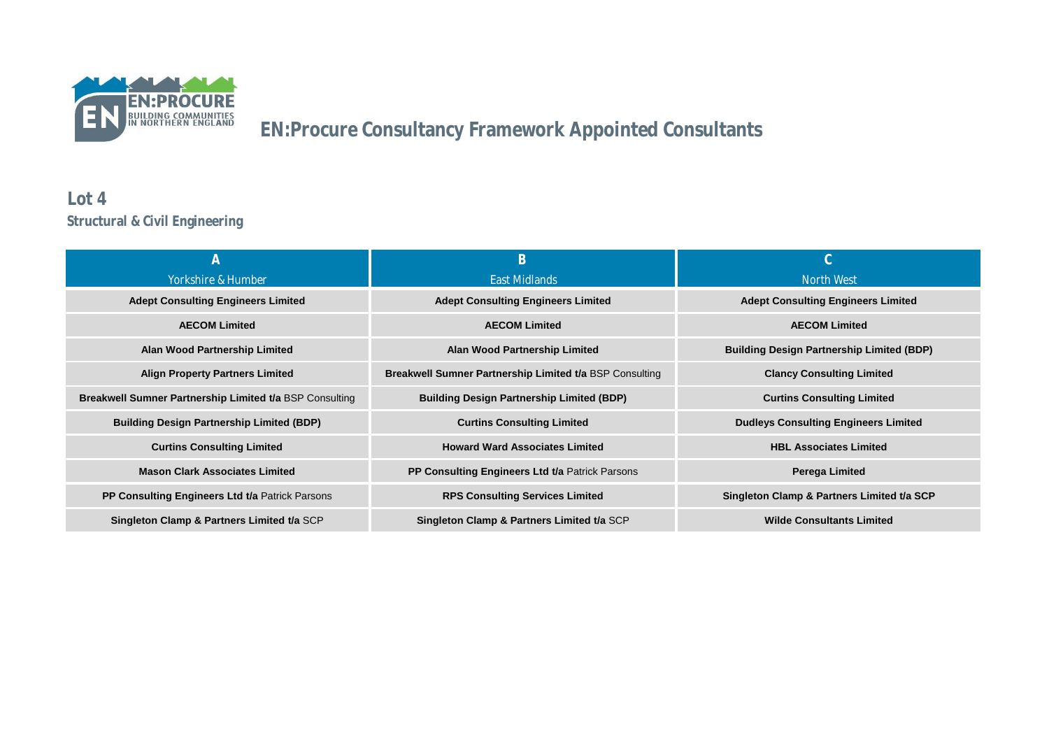# EN:Procure Consultancy Framework Appointed Consultants

## Lot 4

### Structural & Civil Engineering

| A<br>Yorkshire & Humber | B<br>East Midlands | C<br>North West |
|---|---|---|
| **Adept Consulting Engineers Limited** | **Adept Consulting Engineers Limited** | **Adept Consulting Engineers Limited** |
| **AECOM Limited** | **AECOM Limited** | **AECOM Limited** |
| **Alan Wood Partnership Limited** | **Alan Wood Partnership Limited** | **Building Design Partnership Limited (BDP)** |
| **Align Property Partners Limited** | **Breakwell Sumner Partnership Limited t/a** BSP Consulting | **Clancy Consulting Limited** |
| **Breakwell Sumner Partnership Limited t/a** BSP Consulting | **Building Design Partnership Limited (BDP)** | **Curtins Consulting Limited** |
| **Building Design Partnership Limited (BDP)** | **Curtins Consulting Limited** | **Dudleys Consulting Engineers Limited** |
| **Curtins Consulting Limited** | **Howard Ward Associates Limited** | **HBL Associates Limited** |
| **Mason Clark Associates Limited** | **PP Consulting Engineers Ltd t/a** Patrick Parsons | **Perega Limited** |
| **PP Consulting Engineers Ltd t/a** Patrick Parsons | **RPS Consulting Services Limited** | **Singleton Clamp & Partners Limited t/a SCP** |
| **Singleton Clamp & Partners Limited t/a** SCP | **Singleton Clamp & Partners Limited t/a** SCP | **Wilde Consultants Limited** |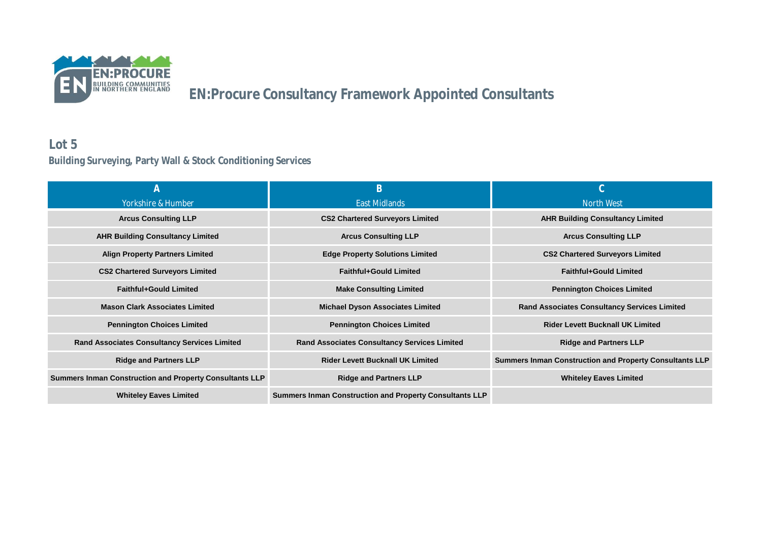# EN:Procure Consultancy Framework Appointed Consultants

## Lot 5

### Building Surveying, Party Wall & Stock Conditioning Services

| A<br>Yorkshire & Humber | B<br>East Midlands | C<br>North West |
|---|---|---|
| **Arcus Consulting LLP** | **CS2 Chartered Surveyors Limited** | **AHR Building Consultancy Limited** |
| **AHR Building Consultancy Limited** | **Arcus Consulting LLP** | **Arcus Consulting LLP** |
| **Align Property Partners Limited** | **Edge Property Solutions Limited** | **CS2 Chartered Surveyors Limited** |
| **CS2 Chartered Surveyors Limited** | **Faithful+Gould Limited** | **Faithful+Gould Limited** |
| **Faithful+Gould Limited** | **Make Consulting Limited** | **Pennington Choices Limited** |
| **Mason Clark Associates Limited** | **Michael Dyson Associates Limited** | **Rand Associates Consultancy Services Limited** |
| **Pennington Choices Limited** | **Pennington Choices Limited** | **Rider Levett Bucknall UK Limited** |
| **Rand Associates Consultancy Services Limited** | **Rand Associates Consultancy Services Limited** | **Ridge and Partners LLP** |
| **Ridge and Partners LLP** | **Rider Levett Bucknall UK Limited** | **Summers Inman Construction and Property Consultants LLP** |
| **Summers Inman Construction and Property Consultants LLP** | **Ridge and Partners LLP** | **Whiteley Eaves Limited** |
| **Whiteley Eaves Limited** | **Summers Inman Construction and Property Consultants LLP** | |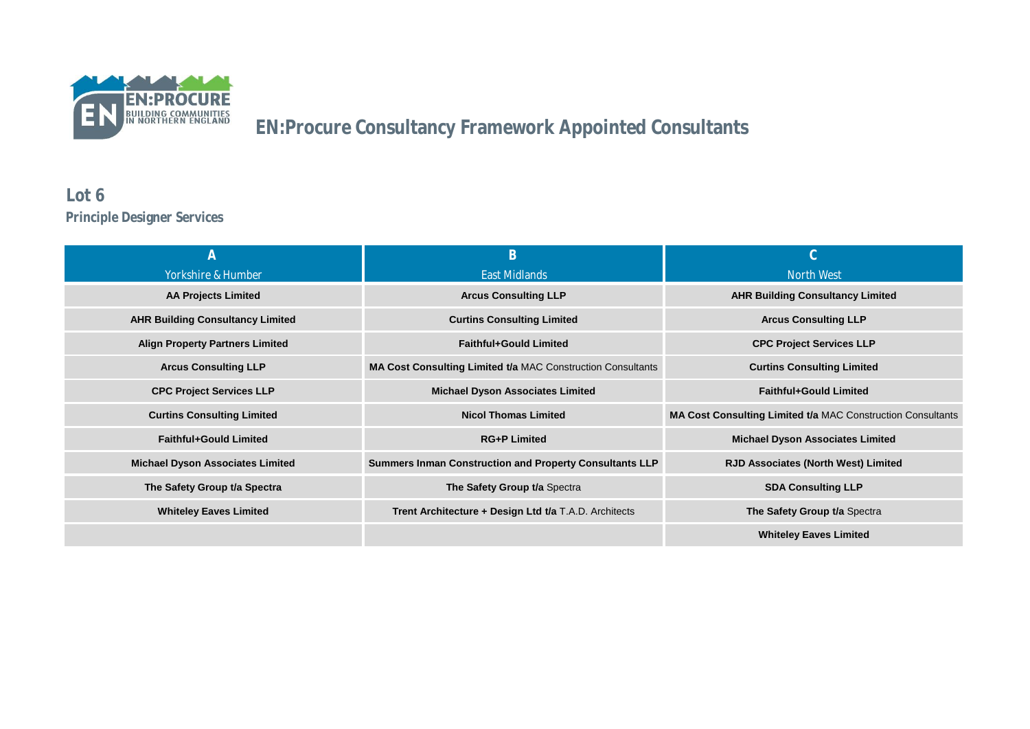# EN:Procure Consultancy Framework Appointed Consultants

## Lot 6

### Principle Designer Services

| A<br>Yorkshire & Humber | B<br>East Midlands | C<br>North West |
|---|---|---|
| **AA Projects Limited** | **Arcus Consulting LLP** | **AHR Building Consultancy Limited** |
| **AHR Building Consultancy Limited** | **Curtins Consulting Limited** | **Arcus Consulting LLP** |
| **Align Property Partners Limited** | **Faithful+Gould Limited** | **CPC Project Services LLP** |
| **Arcus Consulting LLP** | **MA Cost Consulting Limited t/a** MAC Construction Consultants | **Curtins Consulting Limited** |
| **CPC Project Services LLP** | **Michael Dyson Associates Limited** | **Faithful+Gould Limited** |
| **Curtins Consulting Limited** | **Nicol Thomas Limited** | **MA Cost Consulting Limited t/a** MAC Construction Consultants |
| **Faithful+Gould Limited** | **RG+P Limited** | **Michael Dyson Associates Limited** |
| **Michael Dyson Associates Limited** | **Summers Inman Construction and Property Consultants LLP** | **RJD Associates (North West) Limited** |
| **The Safety Group t/a Spectra** | **The Safety Group t/a** Spectra | **SDA Consulting LLP** |
| **Whiteley Eaves Limited** | **Trent Architecture + Design Ltd t/a** T.A.D. Architects | **The Safety Group t/a** Spectra |
| | | **Whiteley Eaves Limited** |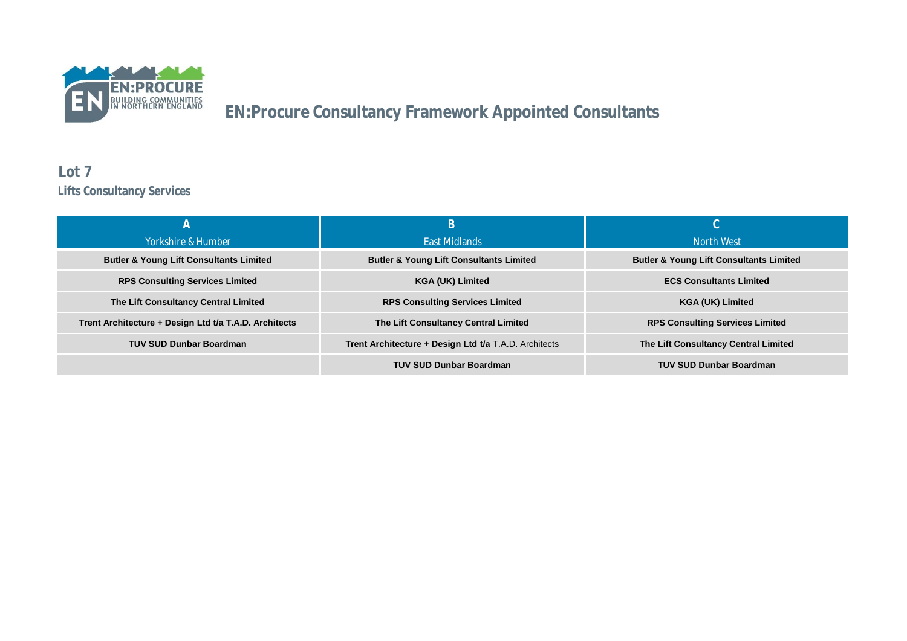# EN:Procure Consultancy Framework Appointed Consultants

## Lot 7

### Lifts Consultancy Services

| A<br>Yorkshire & Humber | B<br>East Midlands | C<br>North West |
|---|---|---|
| **Butler & Young Lift Consultants Limited** | **Butler & Young Lift Consultants Limited** | **Butler & Young Lift Consultants Limited** |
| **RPS Consulting Services Limited** | **KGA (UK) Limited** | **ECS Consultants Limited** |
| **The Lift Consultancy Central Limited** | **RPS Consulting Services Limited** | **KGA (UK) Limited** |
| **Trent Architecture + Design Ltd t/a T.A.D. Architects** | **The Lift Consultancy Central Limited** | **RPS Consulting Services Limited** |
| **TUV SUD Dunbar Boardman** | **Trent Architecture + Design Ltd t/a** T.A.D. Architects | **The Lift Consultancy Central Limited** |
| | **TUV SUD Dunbar Boardman** | **TUV SUD Dunbar Boardman** |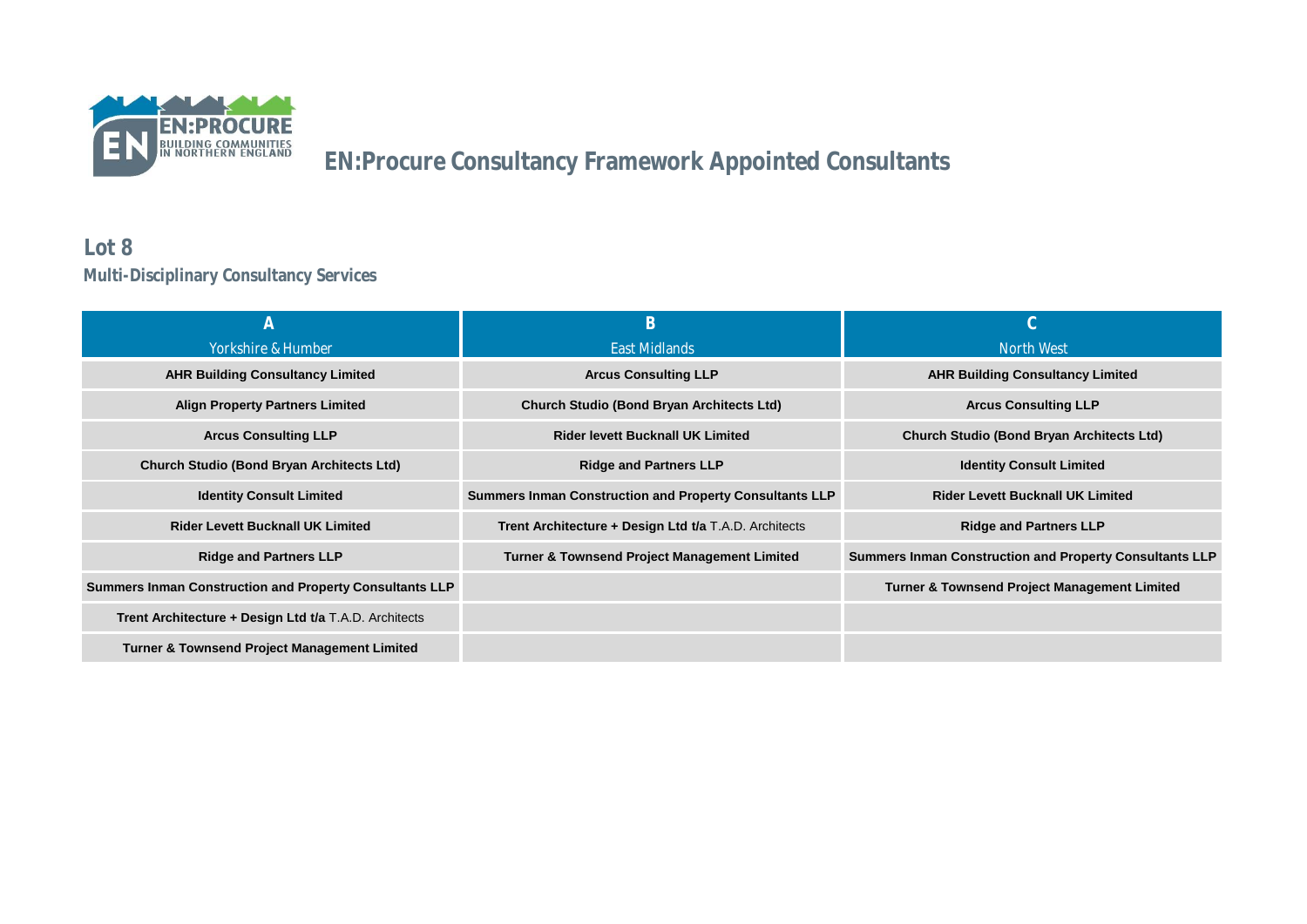# EN:Procure Consultancy Framework Appointed Consultants

## Lot 8

### Multi-Disciplinary Consultancy Services

| A<br>Yorkshire & Humber | B<br>East Midlands | C<br>North West |
|---|---|---|
| **AHR Building Consultancy Limited** | **Arcus Consulting LLP** | **AHR Building Consultancy Limited** |
| **Align Property Partners Limited** | **Church Studio (Bond Bryan Architects Ltd)** | **Arcus Consulting LLP** |
| **Arcus Consulting LLP** | **Rider levett Bucknall UK Limited** | **Church Studio (Bond Bryan Architects Ltd)** |
| **Church Studio (Bond Bryan Architects Ltd)** | **Ridge and Partners LLP** | **Identity Consult Limited** |
| **Identity Consult Limited** | **Summers Inman Construction and Property Consultants LLP** | **Rider Levett Bucknall UK Limited** |
| **Rider Levett Bucknall UK Limited** | **Trent Architecture + Design Ltd t/a** T.A.D. Architects | **Ridge and Partners LLP** |
| **Ridge and Partners LLP** | **Turner & Townsend Project Management Limited** | **Summers Inman Construction and Property Consultants LLP** |
| **Summers Inman Construction and Property Consultants LLP** | | **Turner & Townsend Project Management Limited** |
| **Trent Architecture + Design Ltd t/a** T.A.D. Architects | | |
| **Turner & Townsend Project Management Limited** | | |